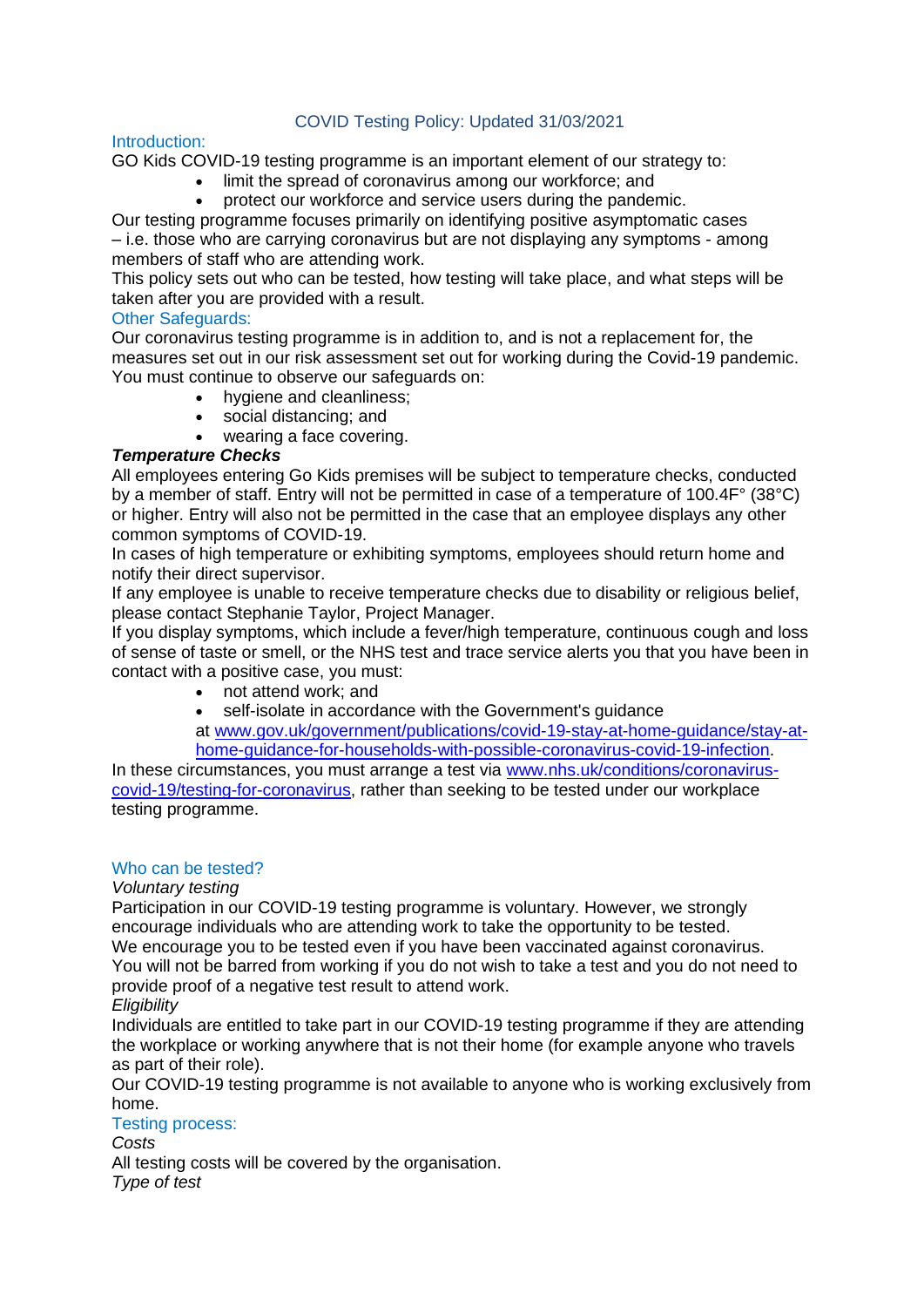# COVID Testing Policy: Updated 31/03/2021

## Introduction:

GO Kids COVID-19 testing programme is an important element of our strategy to:

- limit the spread of coronavirus among our workforce; and
- protect our workforce and service users during the pandemic.

Our testing programme focuses primarily on identifying positive asymptomatic cases – i.e. those who are carrying coronavirus but are not displaying any symptoms - among members of staff who are attending work.

This policy sets out who can be tested, how testing will take place, and what steps will be taken after you are provided with a result.

## Other Safeguards:

Our coronavirus testing programme is in addition to, and is not a replacement for, the measures set out in our risk assessment set out for working during the Covid-19 pandemic. You must continue to observe our safeguards on:

- hygiene and cleanliness;
- social distancing; and
- wearing a face covering.

***Temperature Checks***

All employees entering Go Kids premises will be subject to temperature checks, conducted by a member of staff. Entry will not be permitted in case of a temperature of 100.4F° (38°C) or higher. Entry will also not be permitted in the case that an employee displays any other common symptoms of COVID-19.

In cases of high temperature or exhibiting symptoms, employees should return home and notify their direct supervisor.

If any employee is unable to receive temperature checks due to disability or religious belief, please contact Stephanie Taylor, Project Manager.

If you display symptoms, which include a fever/high temperature, continuous cough and loss of sense of taste or smell, or the NHS test and trace service alerts you that you have been in contact with a positive case, you must:

- not attend work; and
- self-isolate in accordance with the Government's guidance at [www.gov.uk/government/publications/covid-19-stay-at-home-guidance/stay-at-home-guidance-for-households-with-possible-coronavirus-covid-19-infection](www.gov.uk/government/publications/covid-19-stay-at-home-guidance/stay-at-home-guidance-for-households-with-possible-coronavirus-covid-19-infection).

In these circumstances, you must arrange a test via [www.nhs.uk/conditions/coronavirus-covid-19/testing-for-coronavirus](www.nhs.uk/conditions/coronavirus-covid-19/testing-for-coronavirus), rather than seeking to be tested under our workplace testing programme.

## Who can be tested?

*Voluntary testing*

Participation in our COVID-19 testing programme is voluntary. However, we strongly encourage individuals who are attending work to take the opportunity to be tested.

We encourage you to be tested even if you have been vaccinated against coronavirus.

You will not be barred from working if you do not wish to take a test and you do not need to provide proof of a negative test result to attend work.

*Eligibility*

Individuals are entitled to take part in our COVID-19 testing programme if they are attending the workplace or working anywhere that is not their home (for example anyone who travels as part of their role).

Our COVID-19 testing programme is not available to anyone who is working exclusively from home.

## Testing process:

*Costs*

All testing costs will be covered by the organisation.

*Type of test*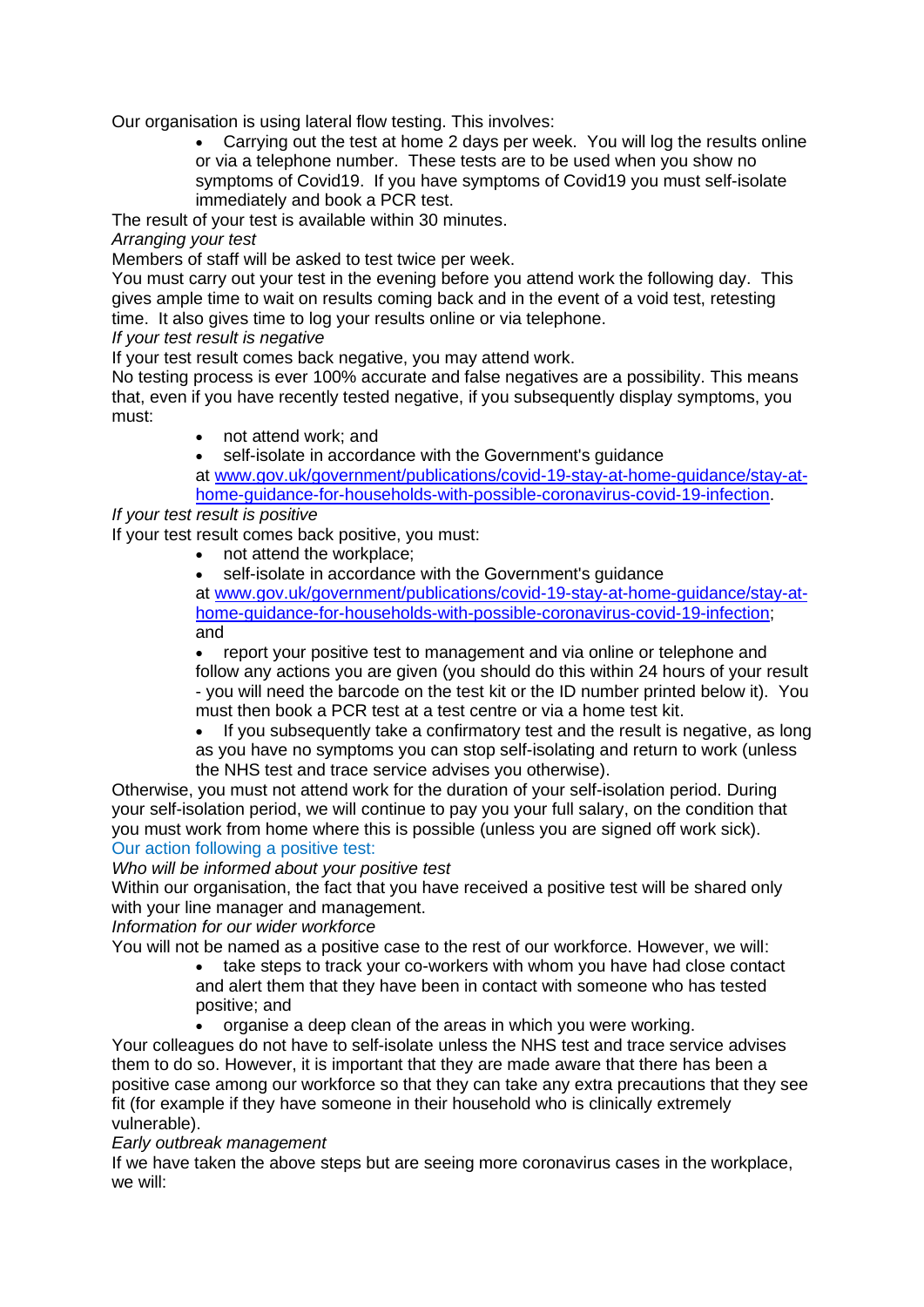Our organisation is using lateral flow testing. This involves:

- Carrying out the test at home 2 days per week. You will log the results online or via a telephone number. These tests are to be used when you show no symptoms of Covid19. If you have symptoms of Covid19 you must self-isolate immediately and book a PCR test.

The result of your test is available within 30 minutes.

*Arranging your test*

Members of staff will be asked to test twice per week.

You must carry out your test in the evening before you attend work the following day. This gives ample time to wait on results coming back and in the event of a void test, retesting time. It also gives time to log your results online or via telephone.

*If your test result is negative*

If your test result comes back negative, you may attend work.

No testing process is ever 100% accurate and false negatives are a possibility. This means that, even if you have recently tested negative, if you subsequently display symptoms, you must:

- not attend work; and
- self-isolate in accordance with the Government's guidance at [www.gov.uk/government/publications/covid-19-stay-at-home-guidance/stay-at-home-guidance-for-households-with-possible-coronavirus-covid-19-infection](www.gov.uk/government/publications/covid-19-stay-at-home-guidance/stay-at-home-guidance-for-households-with-possible-coronavirus-covid-19-infection).

*If your test result is positive*

If your test result comes back positive, you must:

- not attend the workplace;
- self-isolate in accordance with the Government's guidance at [www.gov.uk/government/publications/covid-19-stay-at-home-guidance/stay-at-home-guidance-for-households-with-possible-coronavirus-covid-19-infection](www.gov.uk/government/publications/covid-19-stay-at-home-guidance/stay-at-home-guidance-for-households-with-possible-coronavirus-covid-19-infection); and
- report your positive test to management and via online or telephone and follow any actions you are given (you should do this within 24 hours of your result - you will need the barcode on the test kit or the ID number printed below it). You must then book a PCR test at a test centre or via a home test kit.
- If you subsequently take a confirmatory test and the result is negative, as long as you have no symptoms you can stop self-isolating and return to work (unless the NHS test and trace service advises you otherwise).

Otherwise, you must not attend work for the duration of your self-isolation period. During your self-isolation period, we will continue to pay you your full salary, on the condition that you must work from home where this is possible (unless you are signed off work sick).

### Our action following a positive test:

*Who will be informed about your positive test*

Within our organisation, the fact that you have received a positive test will be shared only with your line manager and management.

*Information for our wider workforce*

You will not be named as a positive case to the rest of our workforce. However, we will:

- take steps to track your co-workers with whom you have had close contact and alert them that they have been in contact with someone who has tested positive; and
- organise a deep clean of the areas in which you were working.

Your colleagues do not have to self-isolate unless the NHS test and trace service advises them to do so. However, it is important that they are made aware that there has been a positive case among our workforce so that they can take any extra precautions that they see fit (for example if they have someone in their household who is clinically extremely vulnerable).

*Early outbreak management*

If we have taken the above steps but are seeing more coronavirus cases in the workplace, we will: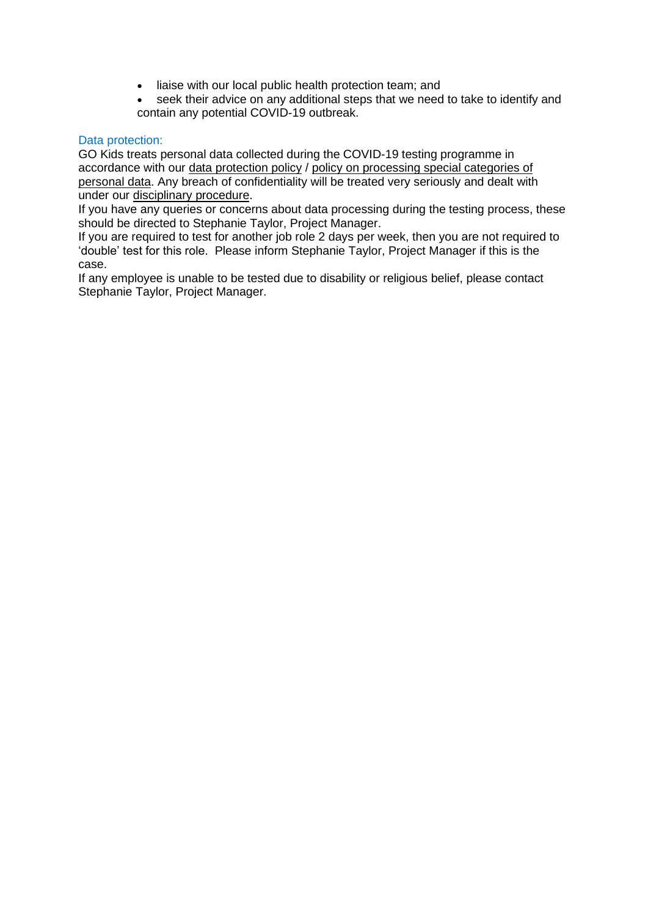- liaise with our local public health protection team; and
- seek their advice on any additional steps that we need to take to identify and contain any potential COVID-19 outbreak.

## Data protection:

GO Kids treats personal data collected during the COVID-19 testing programme in accordance with our data protection policy / policy on processing special categories of personal data. Any breach of confidentiality will be treated very seriously and dealt with under our disciplinary procedure.

If you have any queries or concerns about data processing during the testing process, these should be directed to Stephanie Taylor, Project Manager.

If you are required to test for another job role 2 days per week, then you are not required to 'double' test for this role. Please inform Stephanie Taylor, Project Manager if this is the case.

If any employee is unable to be tested due to disability or religious belief, please contact Stephanie Taylor, Project Manager.